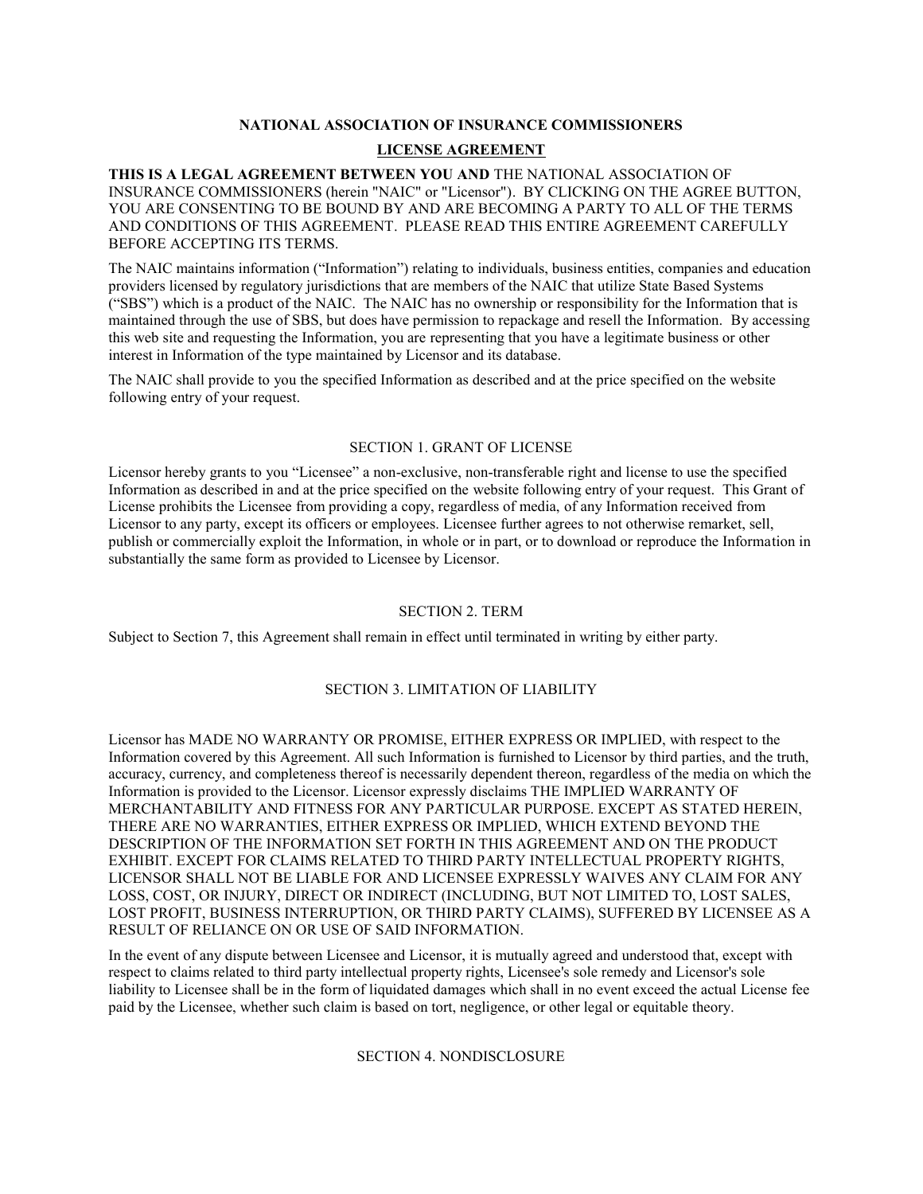**NATIONAL ASSOCIATION OF INSURANCE COMMISSIONERS**

**LICENSE AGREEMENT**

**THIS IS A LEGAL AGREEMENT BETWEEN YOU AND** THE NATIONAL ASSOCIATION OF INSURANCE COMMISSIONERS (herein "NAIC" or "Licensor"). BY CLICKING ON THE AGREE BUTTON, YOU ARE CONSENTING TO BE BOUND BY AND ARE BECOMING A PARTY TO ALL OF THE TERMS AND CONDITIONS OF THIS AGREEMENT. PLEASE READ THIS ENTIRE AGREEMENT CAREFULLY BEFORE ACCEPTING ITS TERMS.

The NAIC maintains information ("Information") relating to individuals, business entities, companies and education providers licensed by regulatory jurisdictions that are members of the NAIC that utilize State Based Systems ("SBS") which is a product of the NAIC. The NAIC has no ownership or responsibility for the Information that is maintained through the use of SBS, but does have permission to repackage and resell the Information. By accessing this web site and requesting the Information, you are representing that you have a legitimate business or other interest in Information of the type maintained by Licensor and its database.

The NAIC shall provide to you the specified Information as described and at the price specified on the website following entry of your request.

SECTION 1. GRANT OF LICENSE

Licensor hereby grants to you "Licensee" a non-exclusive, non-transferable right and license to use the specified Information as described in and at the price specified on the website following entry of your request. This Grant of License prohibits the Licensee from providing a copy, regardless of media, of any Information received from Licensor to any party, except its officers or employees. Licensee further agrees to not otherwise remarket, sell, publish or commercially exploit the Information, in whole or in part, or to download or reproduce the Information in substantially the same form as provided to Licensee by Licensor.

SECTION 2. TERM

Subject to Section 7, this Agreement shall remain in effect until terminated in writing by either party.

SECTION 3. LIMITATION OF LIABILITY

Licensor has MADE NO WARRANTY OR PROMISE, EITHER EXPRESS OR IMPLIED, with respect to the Information covered by this Agreement. All such Information is furnished to Licensor by third parties, and the truth, accuracy, currency, and completeness thereof is necessarily dependent thereon, regardless of the media on which the Information is provided to the Licensor. Licensor expressly disclaims THE IMPLIED WARRANTY OF MERCHANTABILITY AND FITNESS FOR ANY PARTICULAR PURPOSE. EXCEPT AS STATED HEREIN, THERE ARE NO WARRANTIES, EITHER EXPRESS OR IMPLIED, WHICH EXTEND BEYOND THE DESCRIPTION OF THE INFORMATION SET FORTH IN THIS AGREEMENT AND ON THE PRODUCT EXHIBIT. EXCEPT FOR CLAIMS RELATED TO THIRD PARTY INTELLECTUAL PROPERTY RIGHTS, LICENSOR SHALL NOT BE LIABLE FOR AND LICENSEE EXPRESSLY WAIVES ANY CLAIM FOR ANY LOSS, COST, OR INJURY, DIRECT OR INDIRECT (INCLUDING, BUT NOT LIMITED TO, LOST SALES, LOST PROFIT, BUSINESS INTERRUPTION, OR THIRD PARTY CLAIMS), SUFFERED BY LICENSEE AS A RESULT OF RELIANCE ON OR USE OF SAID INFORMATION.

In the event of any dispute between Licensee and Licensor, it is mutually agreed and understood that, except with respect to claims related to third party intellectual property rights, Licensee's sole remedy and Licensor's sole liability to Licensee shall be in the form of liquidated damages which shall in no event exceed the actual License fee paid by the Licensee, whether such claim is based on tort, negligence, or other legal or equitable theory.

SECTION 4. NONDISCLOSURE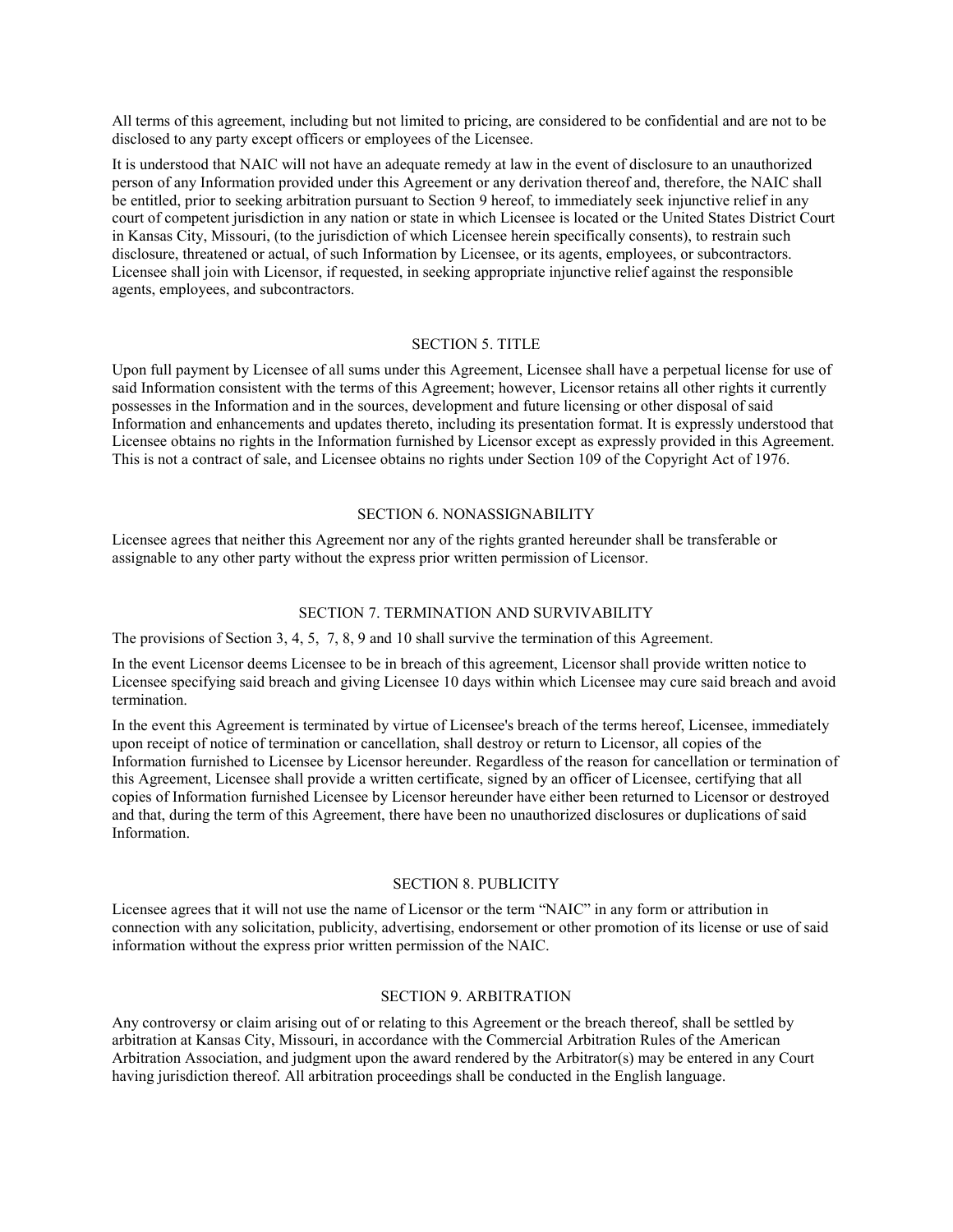All terms of this agreement, including but not limited to pricing, are considered to be confidential and are not to be disclosed to any party except officers or employees of the Licensee.

It is understood that NAIC will not have an adequate remedy at law in the event of disclosure to an unauthorized person of any Information provided under this Agreement or any derivation thereof and, therefore, the NAIC shall be entitled, prior to seeking arbitration pursuant to Section 9 hereof, to immediately seek injunctive relief in any court of competent jurisdiction in any nation or state in which Licensee is located or the United States District Court in Kansas City, Missouri, (to the jurisdiction of which Licensee herein specifically consents), to restrain such disclosure, threatened or actual, of such Information by Licensee, or its agents, employees, or subcontractors. Licensee shall join with Licensor, if requested, in seeking appropriate injunctive relief against the responsible agents, employees, and subcontractors.

## SECTION 5. TITLE

Upon full payment by Licensee of all sums under this Agreement, Licensee shall have a perpetual license for use of said Information consistent with the terms of this Agreement; however, Licensor retains all other rights it currently possesses in the Information and in the sources, development and future licensing or other disposal of said Information and enhancements and updates thereto, including its presentation format. It is expressly understood that Licensee obtains no rights in the Information furnished by Licensor except as expressly provided in this Agreement. This is not a contract of sale, and Licensee obtains no rights under Section 109 of the Copyright Act of 1976.

## SECTION 6. NONASSIGNABILITY

Licensee agrees that neither this Agreement nor any of the rights granted hereunder shall be transferable or assignable to any other party without the express prior written permission of Licensor.

## SECTION 7. TERMINATION AND SURVIVABILITY

The provisions of Section 3, 4, 5, 7, 8, 9 and 10 shall survive the termination of this Agreement.

In the event Licensor deems Licensee to be in breach of this agreement, Licensor shall provide written notice to Licensee specifying said breach and giving Licensee 10 days within which Licensee may cure said breach and avoid termination.

In the event this Agreement is terminated by virtue of Licensee's breach of the terms hereof, Licensee, immediately upon receipt of notice of termination or cancellation, shall destroy or return to Licensor, all copies of the Information furnished to Licensee by Licensor hereunder. Regardless of the reason for cancellation or termination of this Agreement, Licensee shall provide a written certificate, signed by an officer of Licensee, certifying that all copies of Information furnished Licensee by Licensor hereunder have either been returned to Licensor or destroyed and that, during the term of this Agreement, there have been no unauthorized disclosures or duplications of said Information.

## SECTION 8. PUBLICITY

Licensee agrees that it will not use the name of Licensor or the term "NAIC" in any form or attribution in connection with any solicitation, publicity, advertising, endorsement or other promotion of its license or use of said information without the express prior written permission of the NAIC.

## SECTION 9. ARBITRATION

Any controversy or claim arising out of or relating to this Agreement or the breach thereof, shall be settled by arbitration at Kansas City, Missouri, in accordance with the Commercial Arbitration Rules of the American Arbitration Association, and judgment upon the award rendered by the Arbitrator(s) may be entered in any Court having jurisdiction thereof. All arbitration proceedings shall be conducted in the English language.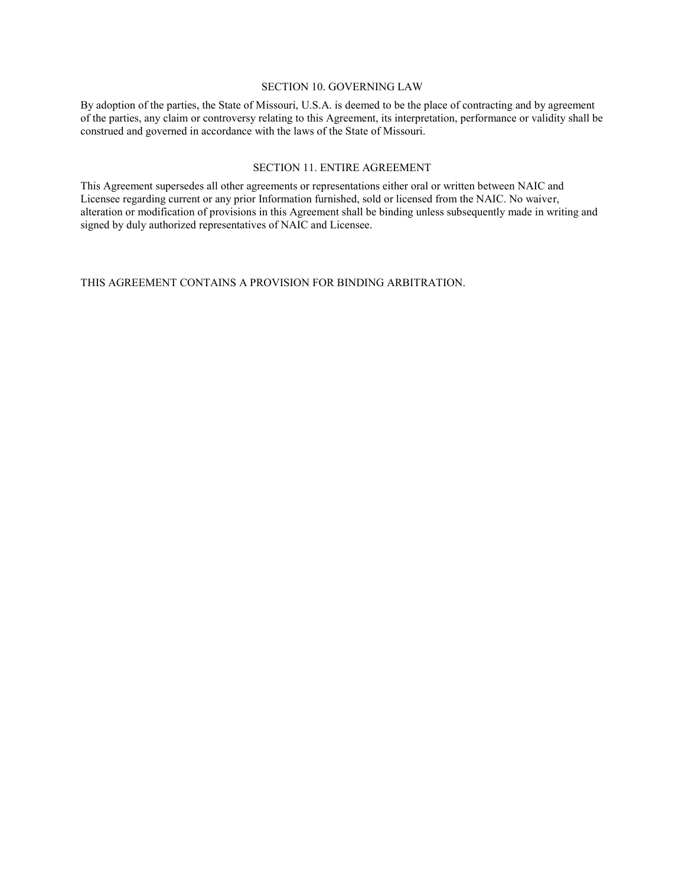## SECTION 10. GOVERNING LAW

By adoption of the parties, the State of Missouri, U.S.A. is deemed to be the place of contracting and by agreement of the parties, any claim or controversy relating to this Agreement, its interpretation, performance or validity shall be construed and governed in accordance with the laws of the State of Missouri.

## SECTION 11. ENTIRE AGREEMENT

This Agreement supersedes all other agreements or representations either oral or written between NAIC and Licensee regarding current or any prior Information furnished, sold or licensed from the NAIC. No waiver, alteration or modification of provisions in this Agreement shall be binding unless subsequently made in writing and signed by duly authorized representatives of NAIC and Licensee.

THIS AGREEMENT CONTAINS A PROVISION FOR BINDING ARBITRATION.